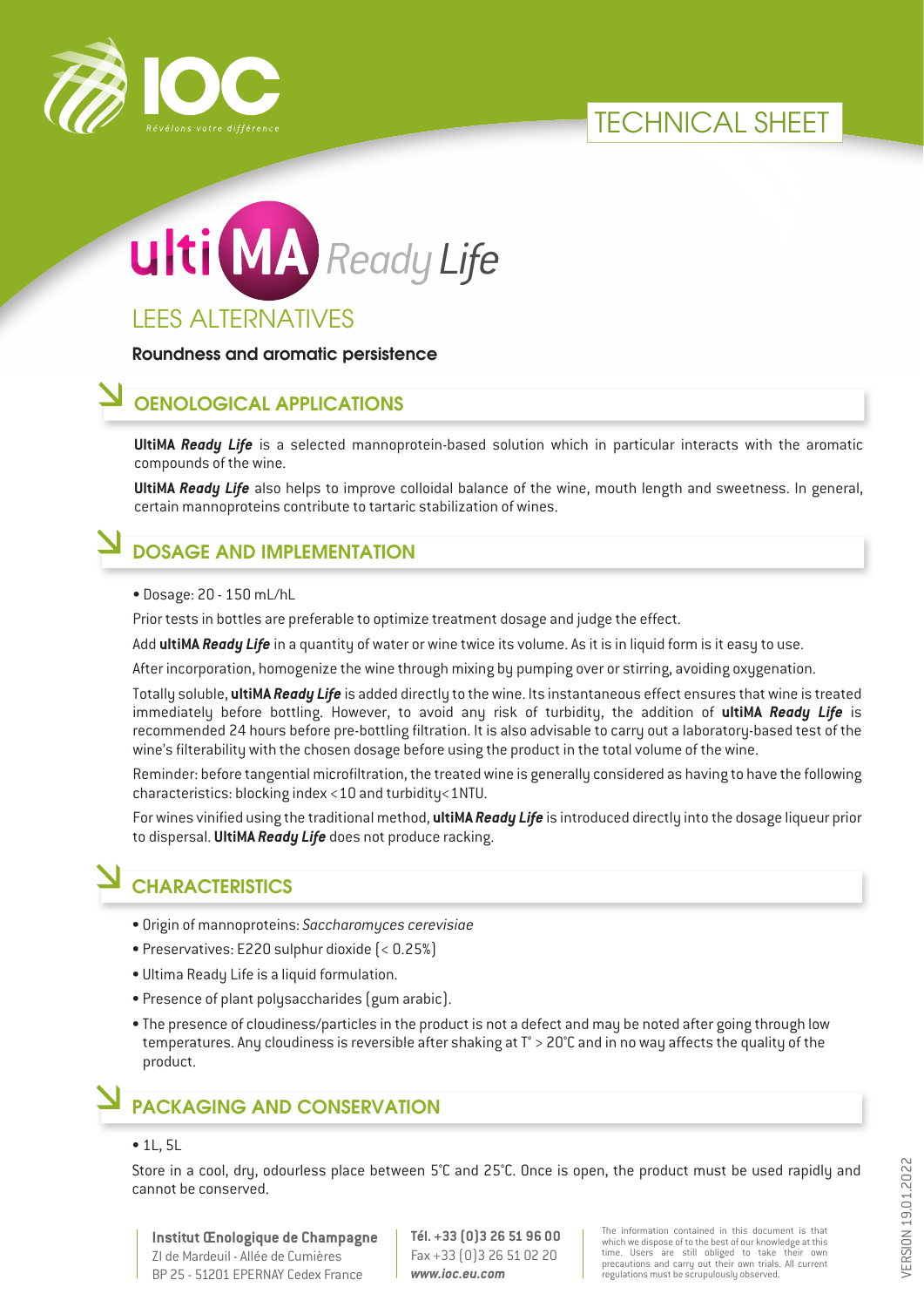TECHNICAL SHEET

# ultiMA *Ready Life*

## LEES ALTERNATIVES

**Roundness and aromatic persistence**

## OENOLOGICAL APPLICATIONS

**UltiMA *Ready Life*** is a selected mannoprotein-based solution which in particular interacts with the aromatic compounds of the wine.

**UltiMA *Ready Life*** also helps to improve colloidal balance of the wine, mouth length and sweetness. In general, certain mannoproteins contribute to tartaric stabilization of wines.

## DOSAGE AND IMPLEMENTATION

- Dosage: 20 - 150 mL/hL

Prior tests in bottles are preferable to optimize treatment dosage and judge the effect.

Add **ultiMA *Ready Life*** in a quantity of water or wine twice its volume. As it is in liquid form is it easy to use.

After incorporation, homogenize the wine through mixing by pumping over or stirring, avoiding oxygenation.

Totally soluble, **ultiMA *Ready Life*** is added directly to the wine. Its instantaneous effect ensures that wine is treated immediately before bottling. However, to avoid any risk of turbidity, the addition of **ultiMA *Ready Life*** is recommended 24 hours before pre-bottling filtration. It is also advisable to carry out a laboratory-based test of the wine's filterability with the chosen dosage before using the product in the total volume of the wine.

Reminder: before tangential microfiltration, the treated wine is generally considered as having to have the following characteristics: blocking index < 10 and turbidity< 1NTU.

For wines vinified using the traditional method, **ultiMA *Ready Life*** is introduced directly into the dosage liqueur prior to dispersal. **UltiMA *Ready Life*** does not produce racking.

## CHARACTERISTICS

- Origin of mannoproteins: *Saccharomyces cerevisiae*
- Preservatives: E220 sulphur dioxide (< 0.25%)
- Ultima Ready Life is a liquid formulation.
- Presence of plant polysaccharides (gum arabic).
- The presence of cloudiness/particles in the product is not a defect and may be noted after going through low temperatures. Any cloudiness is reversible after shaking at T° > 20°C and in no way affects the quality of the product.

## PACKAGING AND CONSERVATION

- 1L, 5L

Store in a cool, dry, odourless place between 5°C and 25°C. Once is open, the product must be used rapidly and cannot be conserved.

**Institut Œnologique de Champagne**
ZI de Mardeuil - Allée de Cumières
BP 25 - 51201 EPERNAY Cedex France

**Tél. +33 (0)3 26 51 96 00**
Fax +33 (0)3 26 51 02 20
***www.ioc.eu.com***

The information contained in this document is that which we dispose of to the best of our knowledge at this time. Users are still obliged to take their own precautions and carry out their own trials. All current regulations must be scrupulously observed.

VERSION 19.01.2022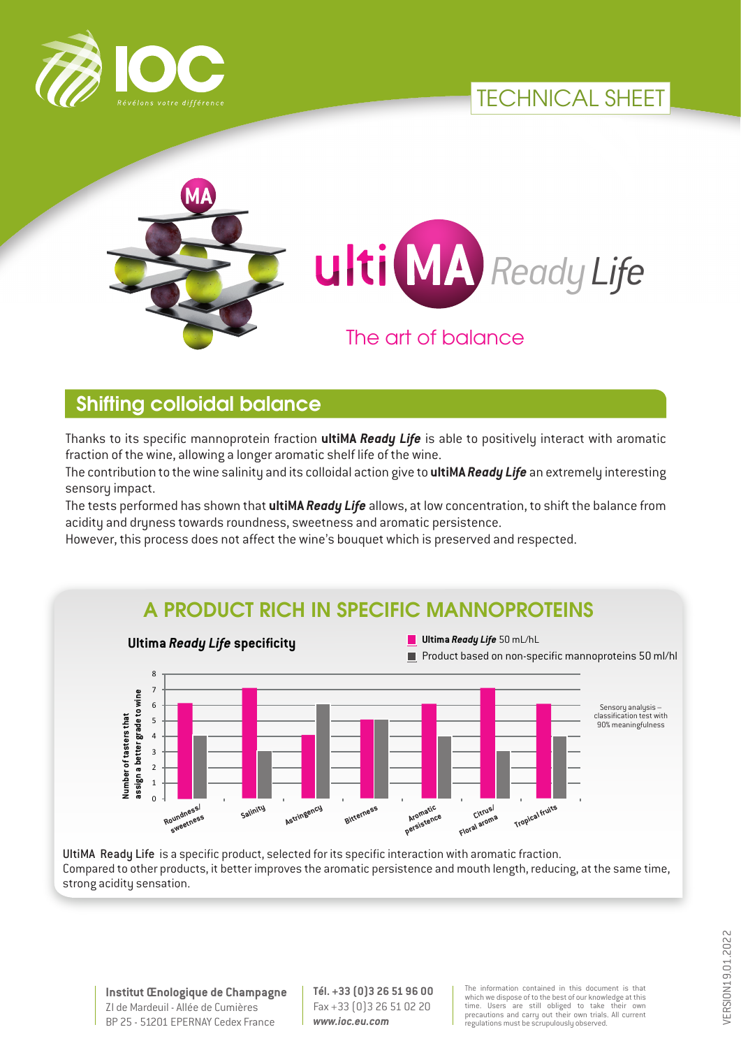TECHNICAL SHEET

ultiMA *Ready Life*

The art of balance

## Shifting colloidal balance

Thanks to its specific mannoprotein fraction **ultiMA *Ready Life*** is able to positively interact with aromatic fraction of the wine, allowing a longer aromatic shelf life of the wine.
The contribution to the wine salinity and its colloidal action give to **ultiMA *Ready Life*** an extremely interesting sensory impact.
The tests performed has shown that **ultiMA *Ready Life*** allows, at low concentration, to shift the balance from acidity and dryness towards roundness, sweetness and aromatic persistence.
However, this process does not affect the wine's bouquet which is preserved and respected.

## A PRODUCT RICH IN SPECIFIC MANNOPROTEINS

**Ultima *Ready Life* specificity**

**Ultima *Ready Life*** 50 mL/hL

Product based on non-specific mannoproteins 50 ml/hl

Number of tasters that assign a better grade to wine

0
1
2
3
4
5
6
7
8

Roundness/ sweetness

Salinity

Astringency

Bitterness

Aromatic persistence

Citrus/ Floral aroma

Tropical fruits

Sensory analysis – classification test with 90% meaningfulness

UltiMA Ready Life is a specific product, selected for its specific interaction with aromatic fraction.
Compared to other products, it better improves the aromatic persistence and mouth length, reducing, at the same time, strong acidity sensation.

**Institut Œnologique de Champagne**
ZI de Mardeuil - Allée de Cumières
BP 25 - 51201 EPERNAY Cedex France

**Tél. +33 (0)3 26 51 96 00**
Fax +33 (0)3 26 51 02 20
***www.ioc.eu.com***

The information contained in this document is that which we dispose of to the best of our knowledge at this time. Users are still obliged to take their own precautions and carry out their own trials. All current regulations must be scrupulously observed.

VERSION 19.01.2022